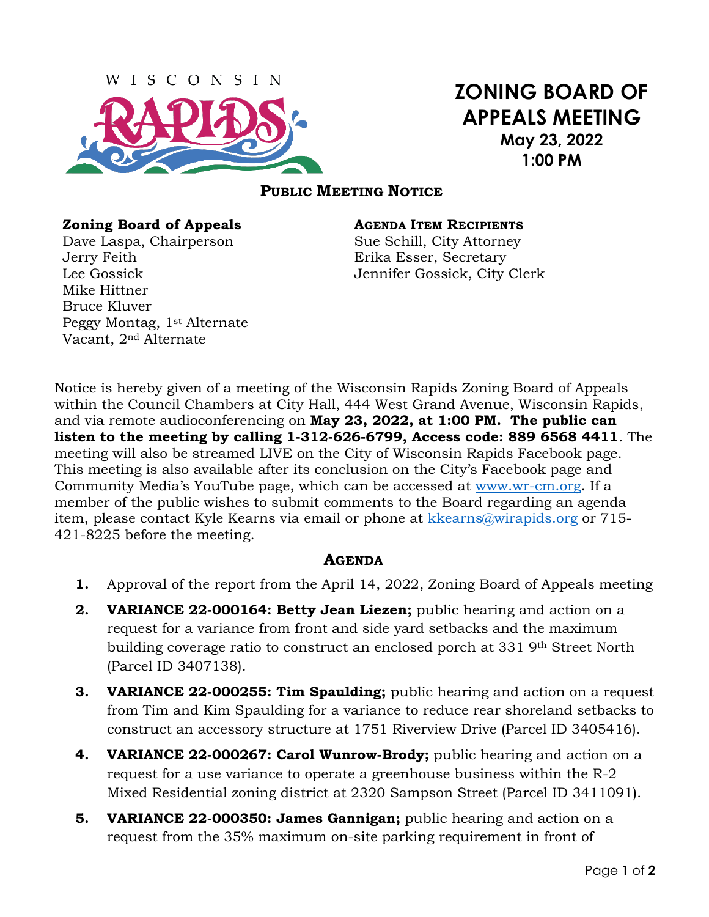WISCONSIN RAPIDS

# ZONING BOARD OF APPEALS MEETING

**May 23, 2022**
**1:00 PM**

## PUBLIC MEETING NOTICE

| **Zoning Board of Appeals** | **AGENDA ITEM RECIPIENTS** |
|---|---|
| Dave Laspa, Chairperson | Sue Schill, City Attorney |
| Jerry Feith | Erika Esser, Secretary |
| Lee Gossick | Jennifer Gossick, City Clerk |
| Mike Hittner | |
| Bruce Kluver | |
| Peggy Montag, 1st Alternate | |
| Vacant, 2nd Alternate | |

Notice is hereby given of a meeting of the Wisconsin Rapids Zoning Board of Appeals within the Council Chambers at City Hall, 444 West Grand Avenue, Wisconsin Rapids, and via remote audioconferencing on **May 23, 2022, at 1:00 PM. The public can listen to the meeting by calling 1-312-626-6799, Access code: 889 6568 4411**. The meeting will also be streamed LIVE on the City of Wisconsin Rapids Facebook page. This meeting is also available after its conclusion on the City's Facebook page and Community Media's YouTube page, which can be accessed at www.wr-cm.org. If a member of the public wishes to submit comments to the Board regarding an agenda item, please contact Kyle Kearns via email or phone at kkearns@wirapids.org or 715-421-8225 before the meeting.

## AGENDA

1. Approval of the report from the April 14, 2022, Zoning Board of Appeals meeting
2. **VARIANCE 22-000164: Betty Jean Liezen;** public hearing and action on a request for a variance from front and side yard setbacks and the maximum building coverage ratio to construct an enclosed porch at 331 9th Street North (Parcel ID 3407138).
3. **VARIANCE 22-000255: Tim Spaulding;** public hearing and action on a request from Tim and Kim Spaulding for a variance to reduce rear shoreland setbacks to construct an accessory structure at 1751 Riverview Drive (Parcel ID 3405416).
4. **VARIANCE 22-000267: Carol Wunrow-Brody;** public hearing and action on a request for a use variance to operate a greenhouse business within the R-2 Mixed Residential zoning district at 2320 Sampson Street (Parcel ID 3411091).
5. **VARIANCE 22-000350: James Gannigan;** public hearing and action on a request from the 35% maximum on-site parking requirement in front of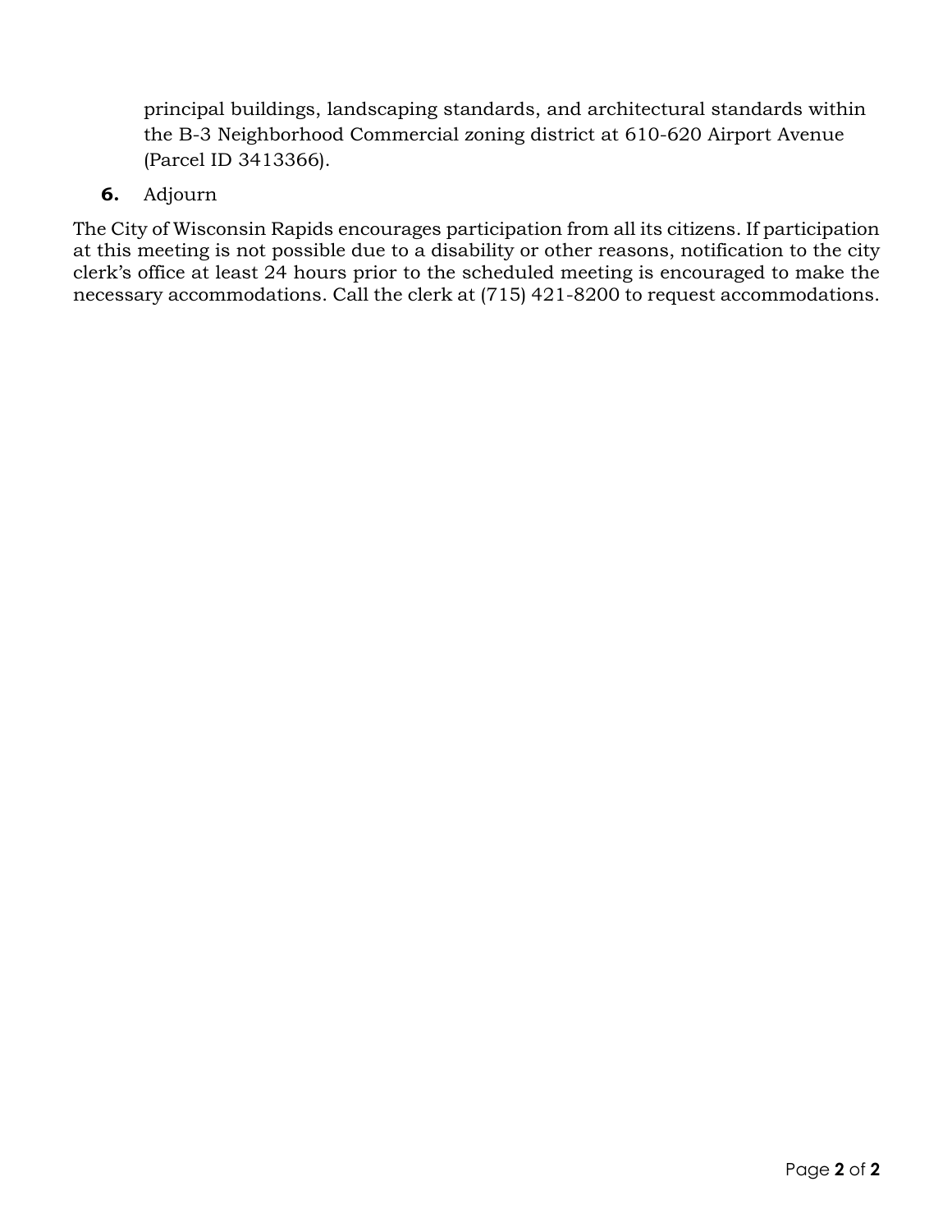principal buildings, landscaping standards, and architectural standards within the B-3 Neighborhood Commercial zoning district at 610-620 Airport Avenue (Parcel ID 3413366).

6. Adjourn

The City of Wisconsin Rapids encourages participation from all its citizens. If participation at this meeting is not possible due to a disability or other reasons, notification to the city clerk's office at least 24 hours prior to the scheduled meeting is encouraged to make the necessary accommodations. Call the clerk at (715) 421-8200 to request accommodations.